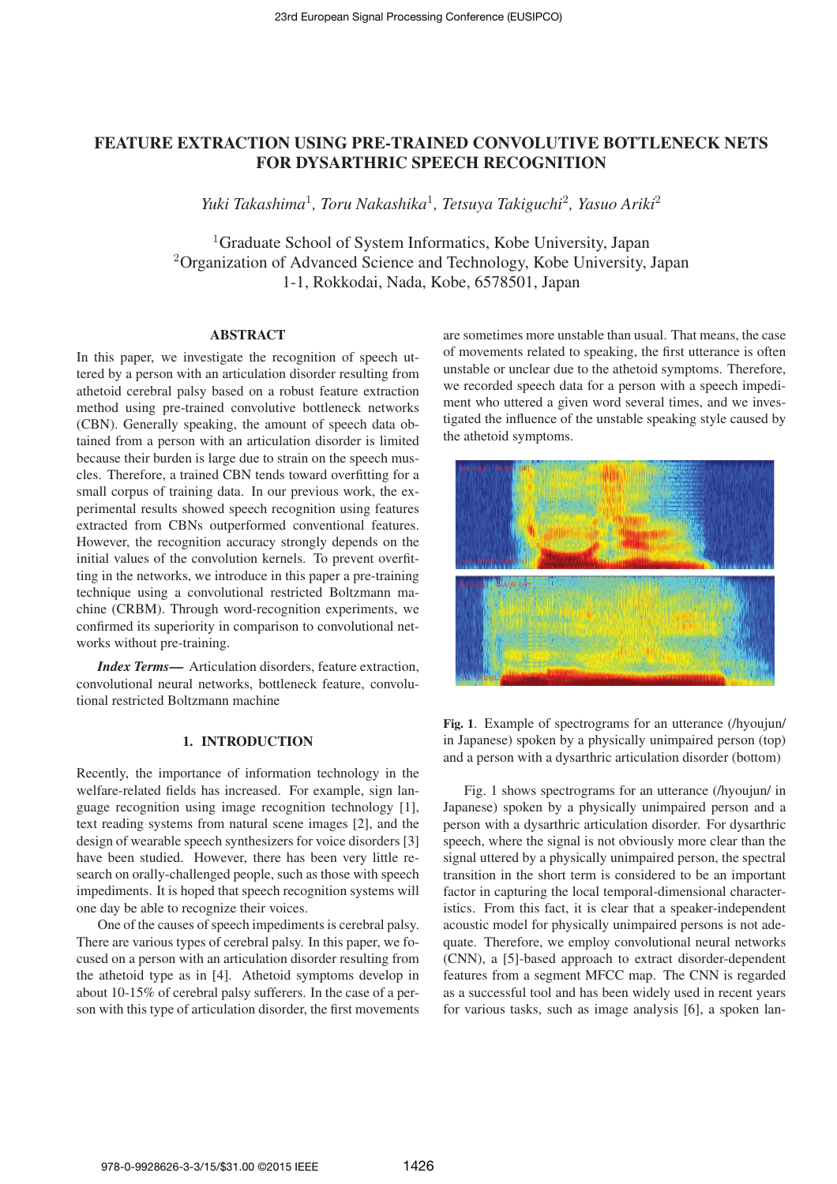# FEATURE EXTRACTION USING PRE-TRAINED CONVOLUTIVE BOTTLENECK NETS FOR DYSARTHRIC SPEECH RECOGNITION

*Yuki Takashima*[1], *Toru Nakashika*[1], *Tetsuya Takiguchi*[2], *Yasuo Ariki*[2]

[1]Graduate School of System Informatics, Kobe University, Japan
[2]Organization of Advanced Science and Technology, Kobe University, Japan
1-1, Rokkodai, Nada, Kobe, 6578501, Japan

## ABSTRACT

In this paper, we investigate the recognition of speech uttered by a person with an articulation disorder resulting from athetoid cerebral palsy based on a robust feature extraction method using pre-trained convolutive bottleneck networks (CBN). Generally speaking, the amount of speech data obtained from a person with an articulation disorder is limited because their burden is large due to strain on the speech muscles. Therefore, a trained CBN tends toward overfitting for a small corpus of training data. In our previous work, the experimental results showed speech recognition using features extracted from CBNs outperformed conventional features. However, the recognition accuracy strongly depends on the initial values of the convolution kernels. To prevent overfitting in the networks, we introduce in this paper a pre-training technique using a convolutional restricted Boltzmann machine (CRBM). Through word-recognition experiments, we confirmed its superiority in comparison to convolutional networks without pre-training.

***Index Terms*—** Articulation disorders, feature extraction, convolutional neural networks, bottleneck feature, convolutional restricted Boltzmann machine

## 1. INTRODUCTION

Recently, the importance of information technology in the welfare-related fields has increased. For example, sign language recognition using image recognition technology [1], text reading systems from natural scene images [2], and the design of wearable speech synthesizers for voice disorders [3] have been studied. However, there has been very little research on orally-challenged people, such as those with speech impediments. It is hoped that speech recognition systems will one day be able to recognize their voices.

One of the causes of speech impediments is cerebral palsy. There are various types of cerebral palsy. In this paper, we focused on a person with an articulation disorder resulting from the athetoid type as in [4]. Athetoid symptoms develop in about 10-15% of cerebral palsy sufferers. In the case of a person with this type of articulation disorder, the first movements are sometimes more unstable than usual. That means, the case of movements related to speaking, the first utterance is often unstable or unclear due to the athetoid symptoms. Therefore, we recorded speech data for a person with a speech impediment who uttered a given word several times, and we investigated the influence of the unstable speaking style caused by the athetoid symptoms.

**Fig. 1**. Example of spectrograms for an utterance (/hyoujun/ in Japanese) spoken by a physically unimpaired person (top) and a person with a dysarthric articulation disorder (bottom)

Fig. 1 shows spectrograms for an utterance (/hyoujun/ in Japanese) spoken by a physically unimpaired person and a person with a dysarthric articulation disorder. For dysarthric speech, where the signal is not obviously more clear than the signal uttered by a physically unimpaired person, the spectral transition in the short term is considered to be an important factor in capturing the local temporal-dimensional characteristics. From this fact, it is clear that a speaker-independent acoustic model for physically unimpaired persons is not adequate. Therefore, we employ convolutional neural networks (CNN), a [5]-based approach to extract disorder-dependent features from a segment MFCC map. The CNN is regarded as a successful tool and has been widely used in recent years for various tasks, such as image analysis [6], a spoken lan-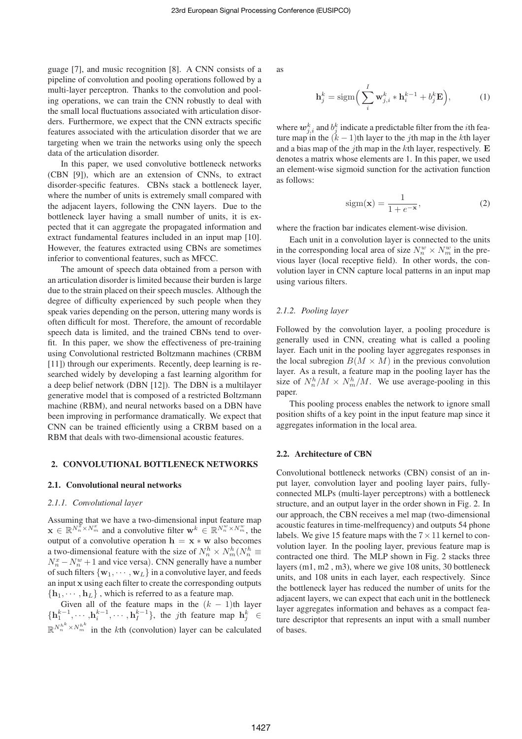guage [7], and music recognition [8]. A CNN consists of a pipeline of convolution and pooling operations followed by a multi-layer perceptron. Thanks to the convolution and pooling operations, we can train the CNN robustly to deal with the small local fluctuations associated with articulation disorders. Furthermore, we expect that the CNN extracts specific features associated with the articulation disorder that we are targeting when we train the networks using only the speech data of the articulation disorder.

In this paper, we used convolutive bottleneck networks (CBN [9]), which are an extension of CNNs, to extract disorder-specific features. CBNs stack a bottleneck layer, where the number of units is extremely small compared with the adjacent layers, following the CNN layers. Due to the bottleneck layer having a small number of units, it is expected that it can aggregate the propagated information and extract fundamental features included in an input map [10]. However, the features extracted using CBNs are sometimes inferior to conventional features, such as MFCC.

The amount of speech data obtained from a person with an articulation disorder is limited because their burden is large due to the strain placed on their speech muscles. Although the degree of difficulty experienced by such people when they speak varies depending on the person, uttering many words is often difficult for most. Therefore, the amount of recordable speech data is limited, and the trained CBNs tend to overfit. In this paper, we show the effectiveness of pre-training using Convolutional restricted Boltzmann machines (CRBM [11]) through our experiments. Recently, deep learning is researched widely by developing a fast learning algorithm for a deep belief network (DBN [12]). The DBN is a multilayer generative model that is composed of a restricted Boltzmann machine (RBM), and neural networks based on a DBN have been improving in performance dramatically. We expect that CNN can be trained efficiently using a CRBM based on a RBM that deals with two-dimensional acoustic features.

## 2. CONVOLUTIONAL BOTTLENECK NETWORKS

### 2.1. Convolutional neural networks

#### *2.1.1. Convolutional layer*

Assuming that we have a two-dimensional input feature map $\mathbf{x} \in \mathbb{R}^{N_n^x \times N_m^x}$ and a convolutive filter $\mathbf{w}^k \in \mathbb{R}^{N_n^w \times N_m^w}$, the output of a convolutive operation $\mathbf{h} = \mathbf{x} * \mathbf{w}$ also becomes a two-dimensional feature with the size of $N_n^h \times N_m^h (N_n^h \equiv N_n^x - N_n^w + 1$ and vice versa). CNN generally have a number of such filters $\{\mathbf{w}_1, \cdots, \mathbf{w}_L\}$ in a convolutive layer, and feeds an input $\mathbf{x}$ using each filter to create the corresponding outputs $\{\mathbf{h}_1, \cdots, \mathbf{h}_L\}$ , which is referred to as a feature map.

Given all of the feature maps in the $(k-1)$th layer $\{\mathbf{h}_1^{k-1}, \cdots, \mathbf{h}_i^{k-1}, \cdots, \mathbf{h}_I^{k-1}\}$, the $j$th feature map $\mathbf{h}_j^k \in \mathbb{R}^{N_n^{h^k} \times N_m^{h^k}}$ in the $k$th (convolution) layer can be calculated as

$$\mathbf{h}_j^k = \mathrm{sigm}\Big( \sum_i^I \mathbf{w}_{j,i}^k * \mathbf{h}_i^{k-1} + b_j^k \mathbf{E} \Big), \tag{1}$$

where $\boldsymbol{w}_{j,i}^k$ and $b_j^k$ indicate a predictable filter from the $i$th feature map in the $(k-1)$th layer to the $j$th map in the $k$th layer and a bias map of the $j$th map in the $k$th layer, respectively. $\mathbf{E}$ denotes a matrix whose elements are 1. In this paper, we used an element-wise sigmoid sunction for the activation function as follows:

$$\mathrm{sigm}(\mathbf{x}) = \frac{1}{1 + e^{-\mathbf{x}}}, \tag{2}$$

where the fraction bar indicates element-wise division.

Each unit in a convolution layer is connected to the units in the corresponding local area of size $N_n^w \times N_m^w$ in the previous layer (local receptive field). In other words, the convolution layer in CNN capture local patterns in an input map using various filters.

#### *2.1.2. Pooling layer*

Followed by the convolution layer, a pooling procedure is generally used in CNN, creating what is called a pooling layer. Each unit in the pooling layer aggregates responses in the local subregion $B(M \times M)$ in the previous convolution layer. As a result, a feature map in the pooling layer has the size of $N_n^h/M \times N_m^h/M$. We use average-pooling in this paper.

This pooling process enables the network to ignore small position shifts of a key point in the input feature map since it aggregates information in the local area.

### 2.2. Architecture of CBN

Convolutional bottleneck networks (CBN) consist of an input layer, convolution layer and pooling layer pairs, fully-connected MLPs (multi-layer perceptrons) with a bottleneck structure, and an output layer in the order shown in Fig. 2. In our approach, the CBN receives a mel map (two-dimensional acoustic features in time-melfrequency) and outputs 54 phone labels. We give 15 feature maps with the $7 \times 11$ kernel to convolution layer. In the pooling layer, previous feature map is contracted one third. The MLP shown in Fig. 2 stacks three layers (m1, m2 , m3), where we give 108 units, 30 bottleneck units, and 108 units in each layer, each respectively. Since the bottleneck layer has reduced the number of units for the adjacent layers, we can expect that each unit in the bottleneck layer aggregates information and behaves as a compact feature descriptor that represents an input with a small number of bases.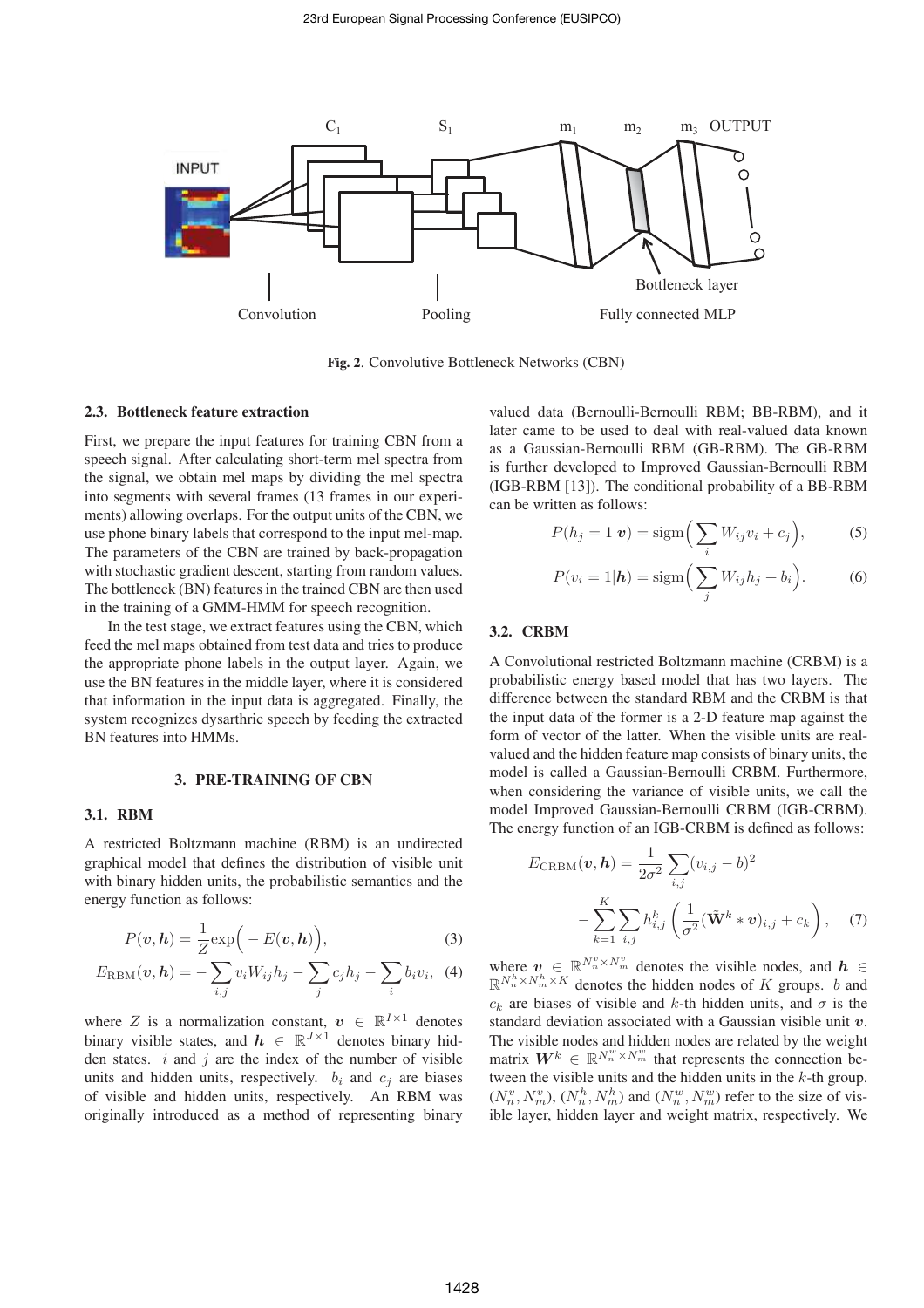Fig. 2. Convolutive Bottleneck Networks (CBN)

### 2.3. Bottleneck feature extraction

First, we prepare the input features for training CBN from a speech signal. After calculating short-term mel spectra from the signal, we obtain mel maps by dividing the mel spectra into segments with several frames (13 frames in our experiments) allowing overlaps. For the output units of the CBN, we use phone binary labels that correspond to the input mel-map. The parameters of the CBN are trained by back-propagation with stochastic gradient descent, starting from random values. The bottleneck (BN) features in the trained CBN are then used in the training of a GMM-HMM for speech recognition.

In the test stage, we extract features using the CBN, which feed the mel maps obtained from test data and tries to produce the appropriate phone labels in the output layer. Again, we use the BN features in the middle layer, where it is considered that information in the input data is aggregated. Finally, the system recognizes dysarthric speech by feeding the extracted BN features into HMMs.

## 3. PRE-TRAINING OF CBN

### 3.1. RBM

A restricted Boltzmann machine (RBM) is an undirected graphical model that defines the distribution of visible unit with binary hidden units, the probabilistic semantics and the energy function as follows:

$$P(\boldsymbol{v}, \boldsymbol{h}) = \frac{1}{Z}\exp\Big(-E(\boldsymbol{v}, \boldsymbol{h})\Big), \tag{3}$$

$$E_{\mathrm{RBM}}(\boldsymbol{v}, \boldsymbol{h}) = -\sum_{i,j} v_i W_{ij} h_j - \sum_j c_j h_j - \sum_i b_i v_i, \tag{4}$$

where $Z$ is a normalization constant, $\boldsymbol{v} \in \mathbb{R}^{I \times 1}$ denotes binary visible states, and $\boldsymbol{h} \in \mathbb{R}^{J \times 1}$ denotes binary hidden states. $i$ and $j$ are the index of the number of visible units and hidden units, respectively. $b_i$ and $c_j$ are biases of visible and hidden units, respectively. An RBM was originally introduced as a method of representing binary valued data (Bernoulli-Bernoulli RBM; BB-RBM), and it later came to be used to deal with real-valued data known as a Gaussian-Bernoulli RBM (GB-RBM). The GB-RBM is further developed to Improved Gaussian-Bernoulli RBM (IGB-RBM [13]). The conditional probability of a BB-RBM can be written as follows:

$$P(h_j = 1|\boldsymbol{v}) = \mathrm{sigm}\Big(\sum_i W_{ij} v_i + c_j\Big), \tag{5}$$

$$P(v_i = 1|\boldsymbol{h}) = \mathrm{sigm}\Big(\sum_j W_{ij} h_j + b_i\Big). \tag{6}$$

### 3.2. CRBM

A Convolutional restricted Boltzmann machine (CRBM) is a probabilistic energy based model that has two layers. The difference between the standard RBM and the CRBM is that the input data of the former is a 2-D feature map against the form of vector of the latter. When the visible units are real-valued and the hidden feature map consists of binary units, the model is called a Gaussian-Bernoulli CRBM. Furthermore, when considering the variance of visible units, we call the model Improved Gaussian-Bernoulli CRBM (IGB-CRBM). The energy function of an IGB-CRBM is defined as follows:

$$E_{\mathrm{CRBM}}(\boldsymbol{v}, \boldsymbol{h}) = \frac{1}{2\sigma^2}\sum_{i,j}(v_{i,j} - b)^2 - \sum_{k=1}^{K}\sum_{i,j} h_{i,j}^k \left(\frac{1}{\sigma^2}(\tilde{\mathbf{W}}^k * \boldsymbol{v})_{i,j} + c_k\right), \tag{7}$$

where $\boldsymbol{v} \in \mathbb{R}^{N_n^v \times N_m^v}$ denotes the visible nodes, and $\boldsymbol{h} \in \mathbb{R}^{N_n^h \times N_m^h \times K}$ denotes the hidden nodes of $K$ groups. $b$ and $c_k$ are biases of visible and $k$-th hidden units, and $\sigma$ is the standard deviation associated with a Gaussian visible unit $\boldsymbol{v}$. The visible nodes and hidden nodes are related by the weight matrix $\boldsymbol{W}^k \in \mathbb{R}^{N_n^w \times N_m^w}$ that represents the connection between the visible units and the hidden units in the $k$-th group. $(N_n^v, N_m^v)$, $(N_n^h, N_m^h)$ and $(N_n^w, N_m^w)$ refer to the size of visible layer, hidden layer and weight matrix, respectively. We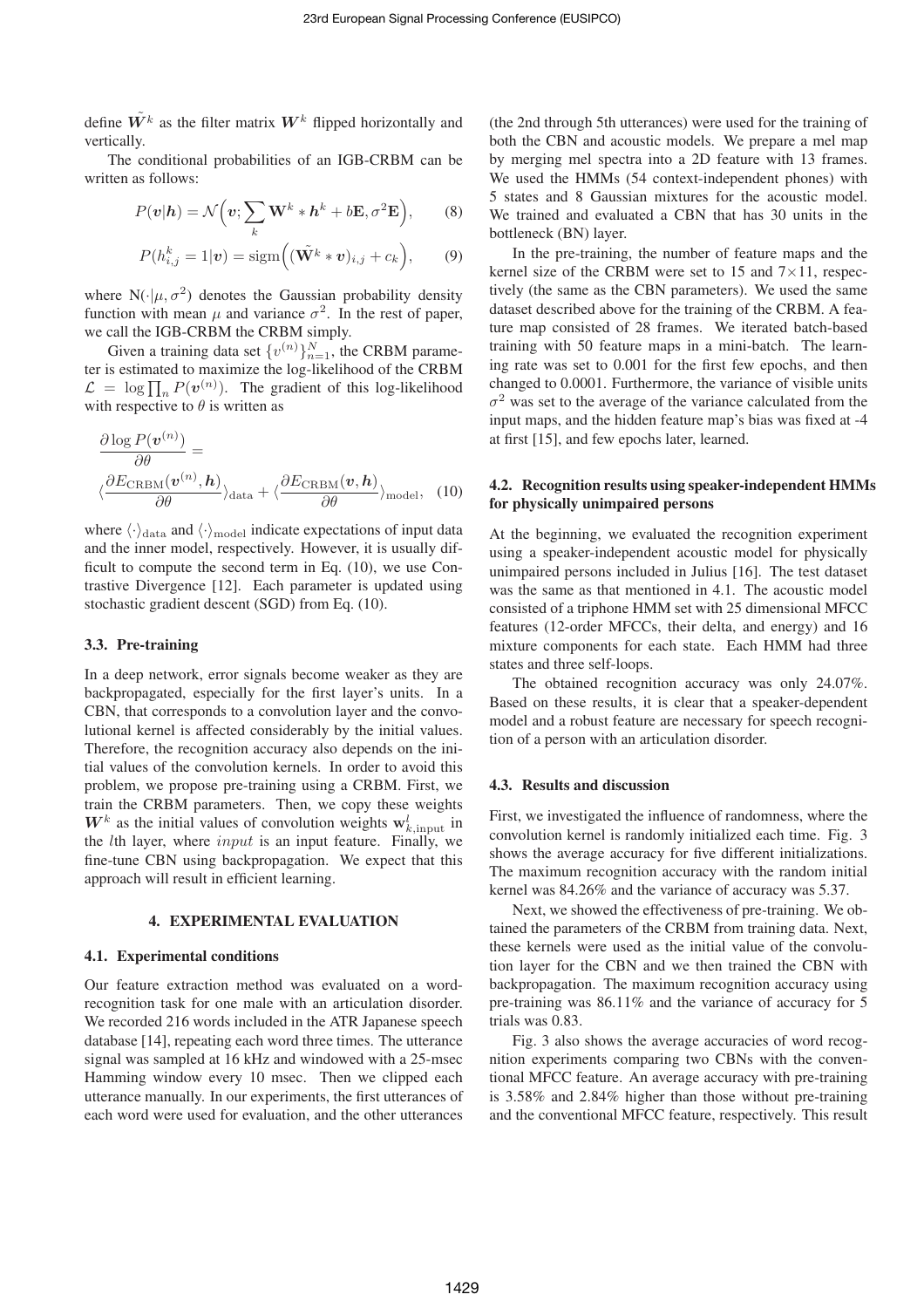define $\tilde{\boldsymbol{W}}^k$ as the filter matrix $\boldsymbol{W}^k$ flipped horizontally and vertically.

The conditional probabilities of an IGB-CRBM can be written as follows:

$$P(\boldsymbol{v}|\boldsymbol{h}) = \mathcal{N}\Big(\boldsymbol{v}; \sum_k \mathbf{W}^k * \boldsymbol{h}^k + b\mathbf{E}, \sigma^2\mathbf{E}\Big), \quad (8)$$

$$P(h^k_{i,j} = 1|\boldsymbol{v}) = \mathrm{sigm}\Big((\tilde{\mathbf{W}}^k * \boldsymbol{v})_{i,j} + c_k\Big), \quad (9)$$

where $\mathrm{N}(\cdot|\mu, \sigma^2)$ denotes the Gaussian probability density function with mean $\mu$ and variance $\sigma^2$. In the rest of paper, we call the IGB-CRBM the CRBM simply.

Given a training data set $\{v^{(n)}\}_{n=1}^N$, the CRBM parameter is estimated to maximize the log-likelihood of the CRBM $\mathcal{L} = \log \prod_n P(\boldsymbol{v}^{(n)})$. The gradient of this log-likelihood with respective to $\theta$ is written as

$$\frac{\partial \log P(\boldsymbol{v}^{(n)})}{\partial \theta} = \langle \frac{\partial E_{\mathrm{CRBM}}(\boldsymbol{v}^{(n)}, \boldsymbol{h})}{\partial \theta} \rangle_{\mathrm{data}} + \langle \frac{\partial E_{\mathrm{CRBM}}(\boldsymbol{v}, \boldsymbol{h})}{\partial \theta} \rangle_{\mathrm{model}}, \quad (10)$$

where $\langle \cdot \rangle_{\mathrm{data}}$ and $\langle \cdot \rangle_{\mathrm{model}}$ indicate expectations of input data and the inner model, respectively. However, it is usually difficult to compute the second term in Eq. (10), we use Contrastive Divergence [12]. Each parameter is updated using stochastic gradient descent (SGD) from Eq. (10).

### 3.3. Pre-training

In a deep network, error signals become weaker as they are backpropagated, especially for the first layer's units. In a CBN, that corresponds to a convolution layer and the convolutional kernel is affected considerably by the initial values. Therefore, the recognition accuracy also depends on the initial values of the convolution kernels. In order to avoid this problem, we propose pre-training using a CRBM. First, we train the CRBM parameters. Then, we copy these weights $\boldsymbol{W}^k$ as the initial values of convolution weights $\mathbf{w}^l_{k,\mathrm{input}}$ in the $l$th layer, where $input$ is an input feature. Finally, we fine-tune CBN using backpropagation. We expect that this approach will result in efficient learning.

## 4. EXPERIMENTAL EVALUATION

### 4.1. Experimental conditions

Our feature extraction method was evaluated on a word-recognition task for one male with an articulation disorder. We recorded 216 words included in the ATR Japanese speech database [14], repeating each word three times. The utterance signal was sampled at 16 kHz and windowed with a 25-msec Hamming window every 10 msec. Then we clipped each utterance manually. In our experiments, the first utterances of each word were used for evaluation, and the other utterances (the 2nd through 5th utterances) were used for the training of both the CBN and acoustic models. We prepare a mel map by merging mel spectra into a 2D feature with 13 frames. We used the HMMs (54 context-independent phones) with 5 states and 8 Gaussian mixtures for the acoustic model. We trained and evaluated a CBN that has 30 units in the bottleneck (BN) layer.

In the pre-training, the number of feature maps and the kernel size of the CRBM were set to 15 and 7×11, respectively (the same as the CBN parameters). We used the same dataset described above for the training of the CRBM. A feature map consisted of 28 frames. We iterated batch-based training with 50 feature maps in a mini-batch. The learning rate was set to 0.001 for the first few epochs, and then changed to 0.0001. Furthermore, the variance of visible units $\sigma^2$ was set to the average of the variance calculated from the input maps, and the hidden feature map's bias was fixed at -4 at first [15], and few epochs later, learned.

### 4.2. Recognition results using speaker-independent HMMs for physically unimpaired persons

At the beginning, we evaluated the recognition experiment using a speaker-independent acoustic model for physically unimpaired persons included in Julius [16]. The test dataset was the same as that mentioned in 4.1. The acoustic model consisted of a triphone HMM set with 25 dimensional MFCC features (12-order MFCCs, their delta, and energy) and 16 mixture components for each state. Each HMM had three states and three self-loops.

The obtained recognition accuracy was only 24.07%. Based on these results, it is clear that a speaker-dependent model and a robust feature are necessary for speech recognition of a person with an articulation disorder.

### 4.3. Results and discussion

First, we investigated the influence of randomness, where the convolution kernel is randomly initialized each time. Fig. 3 shows the average accuracy for five different initializations. The maximum recognition accuracy with the random initial kernel was 84.26% and the variance of accuracy was 5.37.

Next, we showed the effectiveness of pre-training. We obtained the parameters of the CRBM from training data. Next, these kernels were used as the initial value of the convolution layer for the CBN and we then trained the CBN with backpropagation. The maximum recognition accuracy using pre-training was 86.11% and the variance of accuracy for 5 trials was 0.83.

Fig. 3 also shows the average accuracies of word recognition experiments comparing two CBNs with the conventional MFCC feature. An average accuracy with pre-training is 3.58% and 2.84% higher than those without pre-training and the conventional MFCC feature, respectively. This result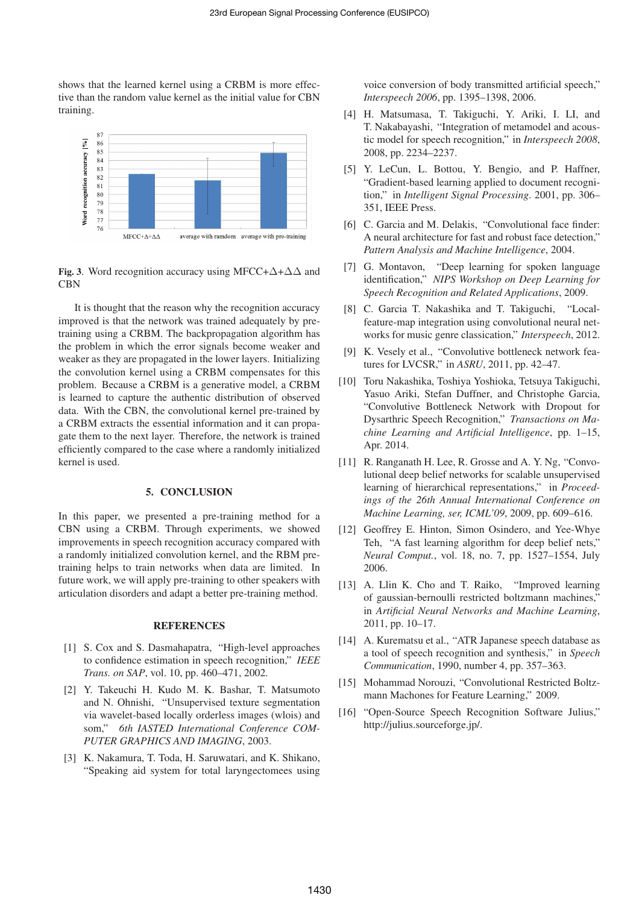shows that the learned kernel using a CRBM is more effective than the random value kernel as the initial value for CBN training.

Word recognition accuracy [%]

87
86
85
84
83
82
81
80
79
78
77
76

MFCC+Δ+ΔΔ
average with ramdom
average with pre-training

**Fig. 3**. Word recognition accuracy using MFCC+$\Delta$+$\Delta\Delta$ and CBN

It is thought that the reason why the recognition accuracy improved is that the network was trained adequately by pre-training using a CRBM. The backpropagation algorithm has the problem in which the error signals become weaker and weaker as they are propagated in the lower layers. Initializing the convolution kernel using a CRBM compensates for this problem. Because a CRBM is a generative model, a CRBM is learned to capture the authentic distribution of observed data. With the CBN, the convolutional kernel pre-trained by a CRBM extracts the essential information and it can propagate them to the next layer. Therefore, the network is trained efficiently compared to the case where a randomly initialized kernel is used.

## 5. CONCLUSION

In this paper, we presented a pre-training method for a CBN using a CRBM. Through experiments, we showed improvements in speech recognition accuracy compared with a randomly initialized convolution kernel, and the RBM pre-training helps to train networks when data are limited. In future work, we will apply pre-training to other speakers with articulation disorders and adapt a better pre-training method.

## REFERENCES

[1] S. Cox and S. Dasmahapatra, "High-level approaches to confidence estimation in speech recognition," *IEEE Trans. on SAP*, vol. 10, pp. 460–471, 2002.

[2] Y. Takeuchi H. Kudo M. K. Bashar, T. Matsumoto and N. Ohnishi, "Unsupervised texture segmentation via wavelet-based locally orderless images (wlois) and som," *6th IASTED International Conference COMPUTER GRAPHICS AND IMAGING*, 2003.

[3] K. Nakamura, T. Toda, H. Saruwatari, and K. Shikano, "Speaking aid system for total laryngectomees using voice conversion of body transmitted artificial speech," *Interspeech 2006*, pp. 1395–1398, 2006.

[4] H. Matsumasa, T. Takiguchi, Y. Ariki, I. LI, and T. Nakabayashi, "Integration of metamodel and acoustic model for speech recognition," in *Interspeech 2008*, 2008, pp. 2234–2237.

[5] Y. LeCun, L. Bottou, Y. Bengio, and P. Haffner, "Gradient-based learning applied to document recognition," in *Intelligent Signal Processing*. 2001, pp. 306–351, IEEE Press.

[6] C. Garcia and M. Delakis, "Convolutional face finder: A neural architecture for fast and robust face detection," *Pattern Analysis and Machine Intelligence*, 2004.

[7] G. Montavon, "Deep learning for spoken language identification," *NIPS Workshop on Deep Learning for Speech Recognition and Related Applications*, 2009.

[8] C. Garcia T. Nakashika and T. Takiguchi, "Local-feature-map integration using convolutional neural networks for music genre classication," *Interspeech*, 2012.

[9] K. Vesely et al., "Convolutive bottleneck network features for LVCSR," in *ASRU*, 2011, pp. 42–47.

[10] Toru Nakashika, Toshiya Yoshioka, Tetsuya Takiguchi, Yasuo Ariki, Stefan Duffner, and Christophe Garcia, "Convolutive Bottleneck Network with Dropout for Dysarthric Speech Recognition," *Transactions on Machine Learning and Artificial Intelligence*, pp. 1–15, Apr. 2014.

[11] R. Ranganath H. Lee, R. Grosse and A. Y. Ng, "Convolutional deep belief networks for scalable unsupervised learning of hierarchical representations," in *Proceedings of the 26th Annual International Conference on Machine Learning, ser, ICML'09*, 2009, pp. 609–616.

[12] Geoffrey E. Hinton, Simon Osindero, and Yee-Whye Teh, "A fast learning algorithm for deep belief nets," *Neural Comput.*, vol. 18, no. 7, pp. 1527–1554, July 2006.

[13] A. Llin K. Cho and T. Raiko, "Improved learning of gaussian-bernoulli restricted boltzmann machines," in *Artificial Neural Networks and Machine Learning*, 2011, pp. 10–17.

[14] A. Kurematsu et al., "ATR Japanese speech database as a tool of speech recognition and synthesis," in *Speech Communication*, 1990, number 4, pp. 357–363.

[15] Mohammad Norouzi, "Convolutional Restricted Boltzmann Machones for Feature Learning," 2009.

[16] "Open-Source Speech Recognition Software Julius," http://julius.sourceforge.jp/.